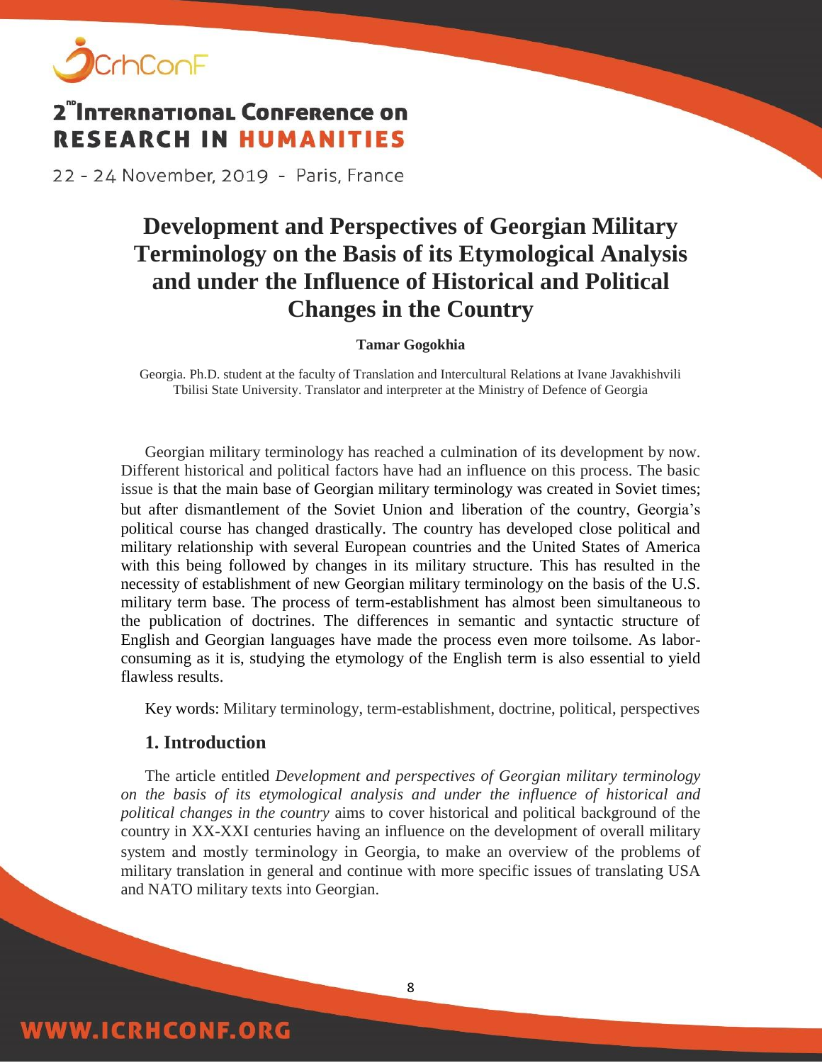# Development and Perspectives of Georgian Military Terminology on the Basis of its Etymological Analysis and under the Influence of Historical and Political Changes in the Country

**Tamar Gogokhia**

Georgia. Ph.D. student at the faculty of Translation and Intercultural Relations at Ivane Javakhishvili Tbilisi State University. Translator and interpreter at the Ministry of Defence of Georgia

Georgian military terminology has reached a culmination of its development by now. Different historical and political factors have had an influence on this process. The basic issue is that the main base of Georgian military terminology was created in Soviet times; but after dismantlement of the Soviet Union and liberation of the country, Georgia's political course has changed drastically. The country has developed close political and military relationship with several European countries and the United States of America with this being followed by changes in its military structure. This has resulted in the necessity of establishment of new Georgian military terminology on the basis of the U.S. military term base. The process of term-establishment has almost been simultaneous to the publication of doctrines. The differences in semantic and syntactic structure of English and Georgian languages have made the process even more toilsome. As labor-consuming as it is, studying the etymology of the English term is also essential to yield flawless results.

Key words: Military terminology, term-establishment, doctrine, political, perspectives

## 1. Introduction

The article entitled *Development and perspectives of Georgian military terminology on the basis of its etymological analysis and under the influence of historical and political changes in the country* aims to cover historical and political background of the country in XX-XXI centuries having an influence on the development of overall military system and mostly terminology in Georgia, to make an overview of the problems of military translation in general and continue with more specific issues of translating USA and NATO military texts into Georgian.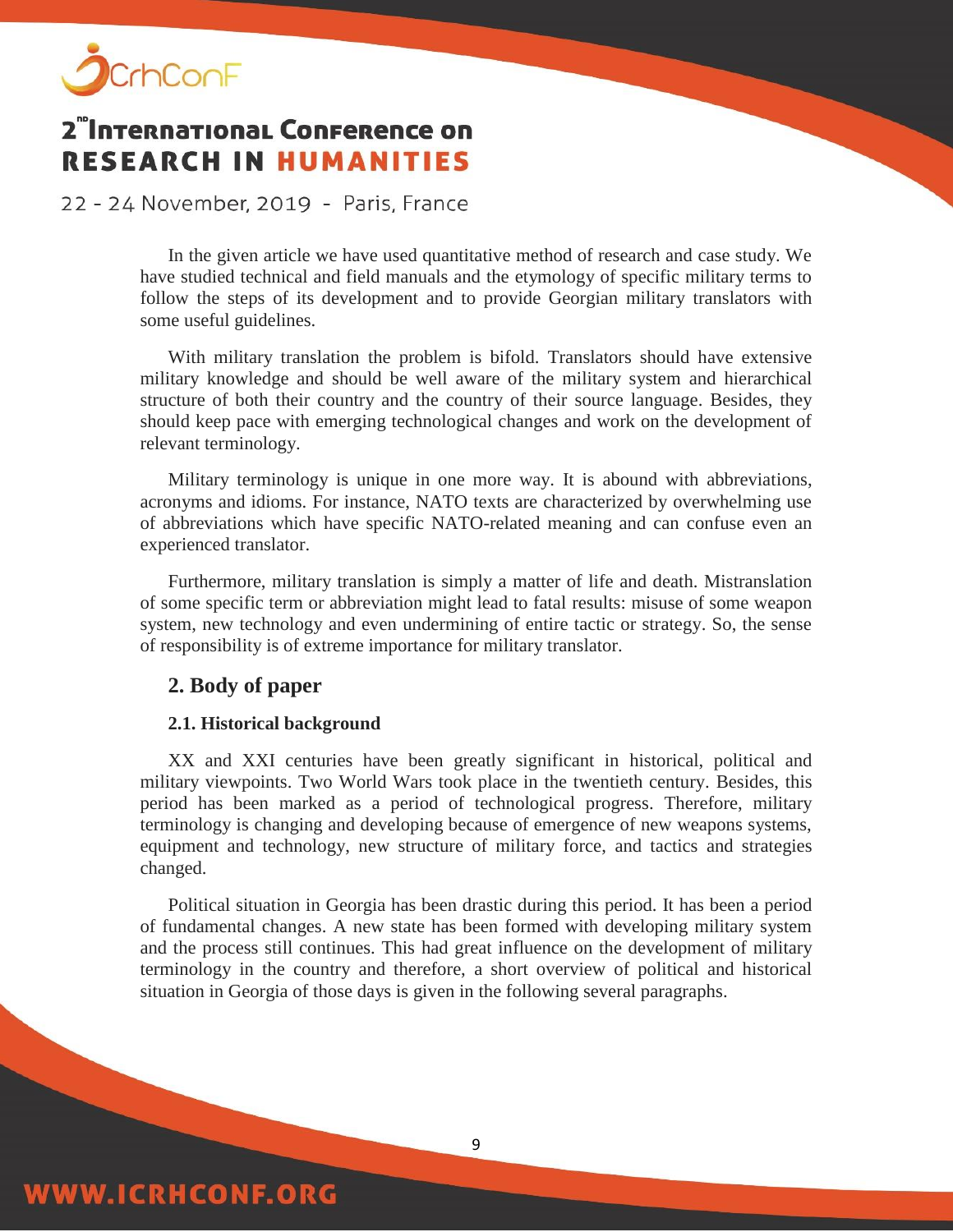In the given article we have used quantitative method of research and case study. We have studied technical and field manuals and the etymology of specific military terms to follow the steps of its development and to provide Georgian military translators with some useful guidelines.

With military translation the problem is bifold. Translators should have extensive military knowledge and should be well aware of the military system and hierarchical structure of both their country and the country of their source language. Besides, they should keep pace with emerging technological changes and work on the development of relevant terminology.

Military terminology is unique in one more way. It is abound with abbreviations, acronyms and idioms. For instance, NATO texts are characterized by overwhelming use of abbreviations which have specific NATO-related meaning and can confuse even an experienced translator.

Furthermore, military translation is simply a matter of life and death. Mistranslation of some specific term or abbreviation might lead to fatal results: misuse of some weapon system, new technology and even undermining of entire tactic or strategy. So, the sense of responsibility is of extreme importance for military translator.

## 2. Body of paper

### 2.1. Historical background

XX and XXI centuries have been greatly significant in historical, political and military viewpoints. Two World Wars took place in the twentieth century. Besides, this period has been marked as a period of technological progress. Therefore, military terminology is changing and developing because of emergence of new weapons systems, equipment and technology, new structure of military force, and tactics and strategies changed.

Political situation in Georgia has been drastic during this period. It has been a period of fundamental changes. A new state has been formed with developing military system and the process still continues. This had great influence on the development of military terminology in the country and therefore, a short overview of political and historical situation in Georgia of those days is given in the following several paragraphs.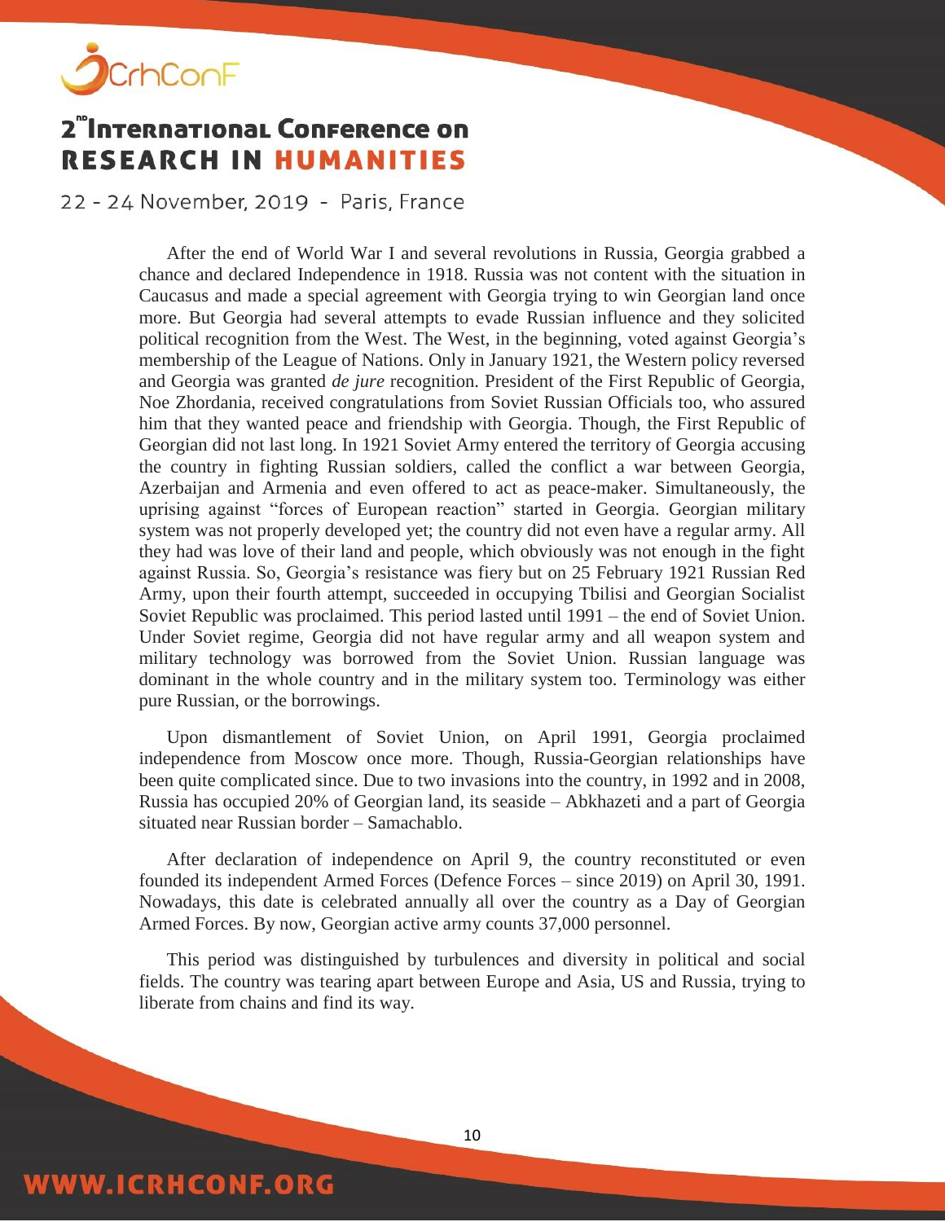After the end of World War I and several revolutions in Russia, Georgia grabbed a chance and declared Independence in 1918. Russia was not content with the situation in Caucasus and made a special agreement with Georgia trying to win Georgian land once more. But Georgia had several attempts to evade Russian influence and they solicited political recognition from the West. The West, in the beginning, voted against Georgia's membership of the League of Nations. Only in January 1921, the Western policy reversed and Georgia was granted *de jure* recognition. President of the First Republic of Georgia, Noe Zhordania, received congratulations from Soviet Russian Officials too, who assured him that they wanted peace and friendship with Georgia. Though, the First Republic of Georgian did not last long. In 1921 Soviet Army entered the territory of Georgia accusing the country in fighting Russian soldiers, called the conflict a war between Georgia, Azerbaijan and Armenia and even offered to act as peace-maker. Simultaneously, the uprising against "forces of European reaction" started in Georgia. Georgian military system was not properly developed yet; the country did not even have a regular army. All they had was love of their land and people, which obviously was not enough in the fight against Russia. So, Georgia's resistance was fiery but on 25 February 1921 Russian Red Army, upon their fourth attempt, succeeded in occupying Tbilisi and Georgian Socialist Soviet Republic was proclaimed. This period lasted until 1991 – the end of Soviet Union. Under Soviet regime, Georgia did not have regular army and all weapon system and military technology was borrowed from the Soviet Union. Russian language was dominant in the whole country and in the military system too. Terminology was either pure Russian, or the borrowings.

Upon dismantlement of Soviet Union, on April 1991, Georgia proclaimed independence from Moscow once more. Though, Russia-Georgian relationships have been quite complicated since. Due to two invasions into the country, in 1992 and in 2008, Russia has occupied 20% of Georgian land, its seaside – Abkhazeti and a part of Georgia situated near Russian border – Samachablo.

After declaration of independence on April 9, the country reconstituted or even founded its independent Armed Forces (Defence Forces – since 2019) on April 30, 1991. Nowadays, this date is celebrated annually all over the country as a Day of Georgian Armed Forces. By now, Georgian active army counts 37,000 personnel.

This period was distinguished by turbulences and diversity in political and social fields. The country was tearing apart between Europe and Asia, US and Russia, trying to liberate from chains and find its way.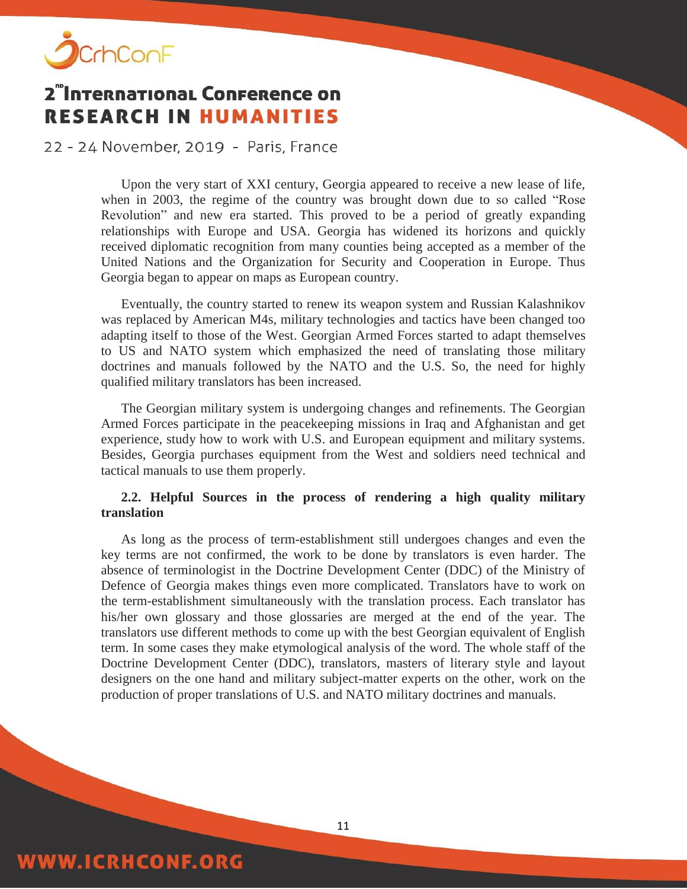Upon the very start of XXI century, Georgia appeared to receive a new lease of life, when in 2003, the regime of the country was brought down due to so called "Rose Revolution" and new era started. This proved to be a period of greatly expanding relationships with Europe and USA. Georgia has widened its horizons and quickly received diplomatic recognition from many counties being accepted as a member of the United Nations and the Organization for Security and Cooperation in Europe. Thus Georgia began to appear on maps as European country.

Eventually, the country started to renew its weapon system and Russian Kalashnikov was replaced by American M4s, military technologies and tactics have been changed too adapting itself to those of the West. Georgian Armed Forces started to adapt themselves to US and NATO system which emphasized the need of translating those military doctrines and manuals followed by the NATO and the U.S. So, the need for highly qualified military translators has been increased.

The Georgian military system is undergoing changes and refinements. The Georgian Armed Forces participate in the peacekeeping missions in Iraq and Afghanistan and get experience, study how to work with U.S. and European equipment and military systems. Besides, Georgia purchases equipment from the West and soldiers need technical and tactical manuals to use them properly.

### 2.2. Helpful Sources in the process of rendering a high quality military translation

As long as the process of term-establishment still undergoes changes and even the key terms are not confirmed, the work to be done by translators is even harder. The absence of terminologist in the Doctrine Development Center (DDC) of the Ministry of Defence of Georgia makes things even more complicated. Translators have to work on the term-establishment simultaneously with the translation process. Each translator has his/her own glossary and those glossaries are merged at the end of the year. The translators use different methods to come up with the best Georgian equivalent of English term. In some cases they make etymological analysis of the word. The whole staff of the Doctrine Development Center (DDC), translators, masters of literary style and layout designers on the one hand and military subject-matter experts on the other, work on the production of proper translations of U.S. and NATO military doctrines and manuals.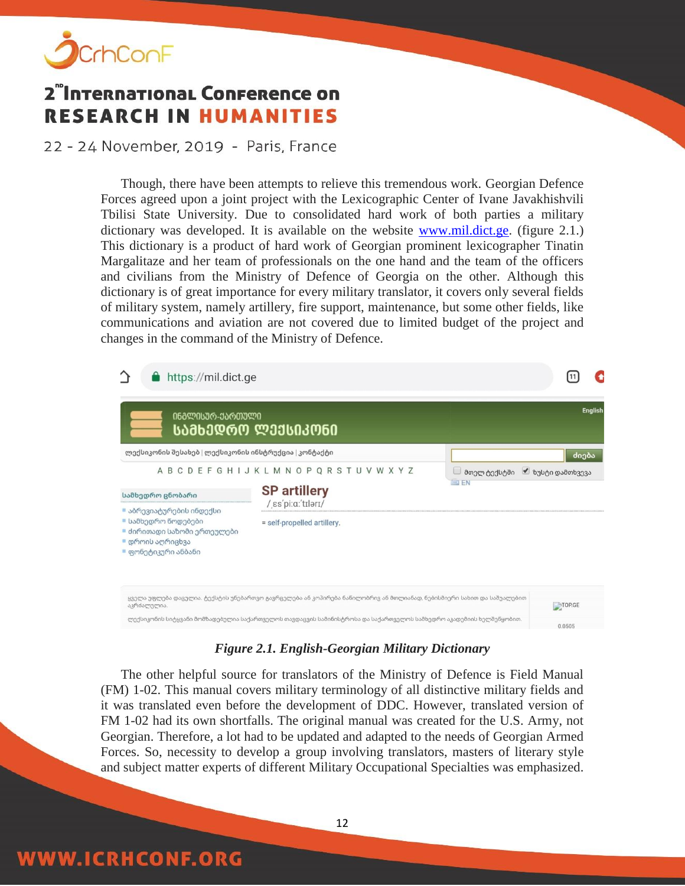Though, there have been attempts to relieve this tremendous work. Georgian Defence Forces agreed upon a joint project with the Lexicographic Center of Ivane Javakhishvili Tbilisi State University. Due to consolidated hard work of both parties a military dictionary was developed. It is available on the website www.mil.dict.ge. (figure 2.1.) This dictionary is a product of hard work of Georgian prominent lexicographer Tinatin Margalitaze and her team of professionals on the one hand and the team of the officers and civilians from the Ministry of Defence of Georgia on the other. Although this dictionary is of great importance for every military translator, it covers only several fields of military system, namely artillery, fire support, maintenance, but some other fields, like communications and aviation are not covered due to limited budget of the project and changes in the command of the Ministry of Defence.

*Figure 2.1. English-Georgian Military Dictionary*

The other helpful source for translators of the Ministry of Defence is Field Manual (FM) 1-02. This manual covers military terminology of all distinctive military fields and it was translated even before the development of DDC. However, translated version of FM 1-02 had its own shortfalls. The original manual was created for the U.S. Army, not Georgian. Therefore, a lot had to be updated and adapted to the needs of Georgian Armed Forces. So, necessity to develop a group involving translators, masters of literary style and subject matter experts of different Military Occupational Specialties was emphasized.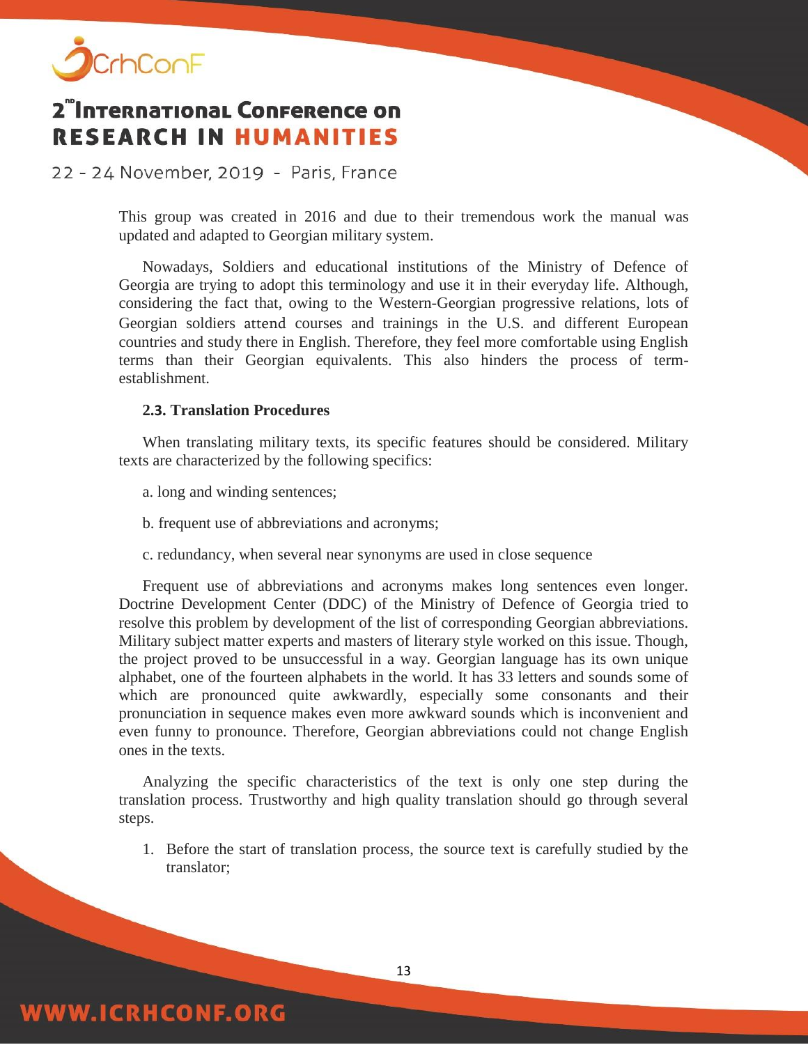This group was created in 2016 and due to their tremendous work the manual was updated and adapted to Georgian military system.

Nowadays, Soldiers and educational institutions of the Ministry of Defence of Georgia are trying to adopt this terminology and use it in their everyday life. Although, considering the fact that, owing to the Western-Georgian progressive relations, lots of Georgian soldiers attend courses and trainings in the U.S. and different European countries and study there in English. Therefore, they feel more comfortable using English terms than their Georgian equivalents. This also hinders the process of term-establishment.

### 2.3. Translation Procedures

When translating military texts, its specific features should be considered. Military texts are characterized by the following specifics:

a. long and winding sentences;

b. frequent use of abbreviations and acronyms;

c. redundancy, when several near synonyms are used in close sequence

Frequent use of abbreviations and acronyms makes long sentences even longer. Doctrine Development Center (DDC) of the Ministry of Defence of Georgia tried to resolve this problem by development of the list of corresponding Georgian abbreviations. Military subject matter experts and masters of literary style worked on this issue. Though, the project proved to be unsuccessful in a way. Georgian language has its own unique alphabet, one of the fourteen alphabets in the world. It has 33 letters and sounds some of which are pronounced quite awkwardly, especially some consonants and their pronunciation in sequence makes even more awkward sounds which is inconvenient and even funny to pronounce. Therefore, Georgian abbreviations could not change English ones in the texts.

Analyzing the specific characteristics of the text is only one step during the translation process. Trustworthy and high quality translation should go through several steps.

1. Before the start of translation process, the source text is carefully studied by the translator;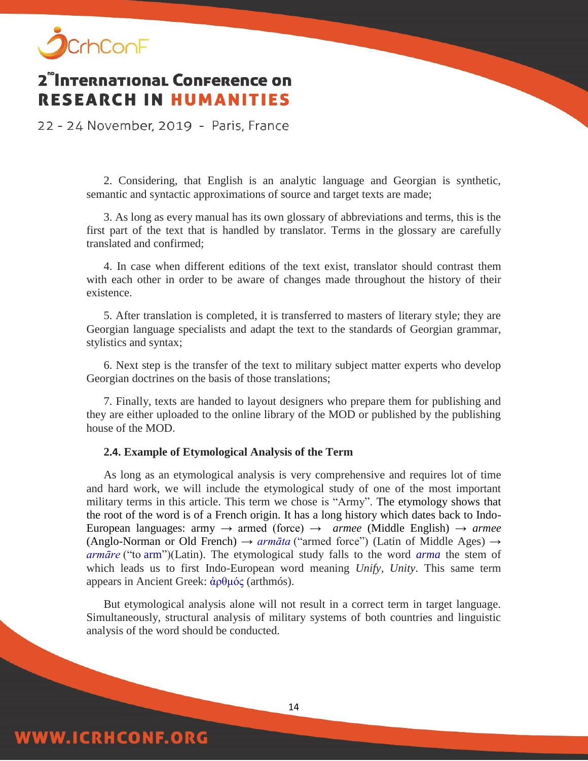2. Considering, that English is an analytic language and Georgian is synthetic, semantic and syntactic approximations of source and target texts are made;

3. As long as every manual has its own glossary of abbreviations and terms, this is the first part of the text that is handled by translator. Terms in the glossary are carefully translated and confirmed;

4. In case when different editions of the text exist, translator should contrast them with each other in order to be aware of changes made throughout the history of their existence.

5. After translation is completed, it is transferred to masters of literary style; they are Georgian language specialists and adapt the text to the standards of Georgian grammar, stylistics and syntax;

6. Next step is the transfer of the text to military subject matter experts who develop Georgian doctrines on the basis of those translations;

7. Finally, texts are handed to layout designers who prepare them for publishing and they are either uploaded to the online library of the MOD or published by the publishing house of the MOD.

### 2.4. Example of Etymological Analysis of the Term

As long as an etymological analysis is very comprehensive and requires lot of time and hard work, we will include the etymological study of one of the most important military terms in this article. This term we chose is "Army". The etymology shows that the root of the word is of a French origin. It has a long history which dates back to Indo-European languages: army → armed (force) → *armee* (Middle English) → *armee* (Anglo-Norman or Old French) → *armāta* ("armed force") (Latin of Middle Ages) → *armāre* ("to arm")(Latin). The etymological study falls to the word *arma* the stem of which leads us to first Indo-European word meaning *Unify*, *Unity*. This same term appears in Ancient Greek: ἀρθμός (arthmós).

But etymological analysis alone will not result in a correct term in target language. Simultaneously, structural analysis of military systems of both countries and linguistic analysis of the word should be conducted.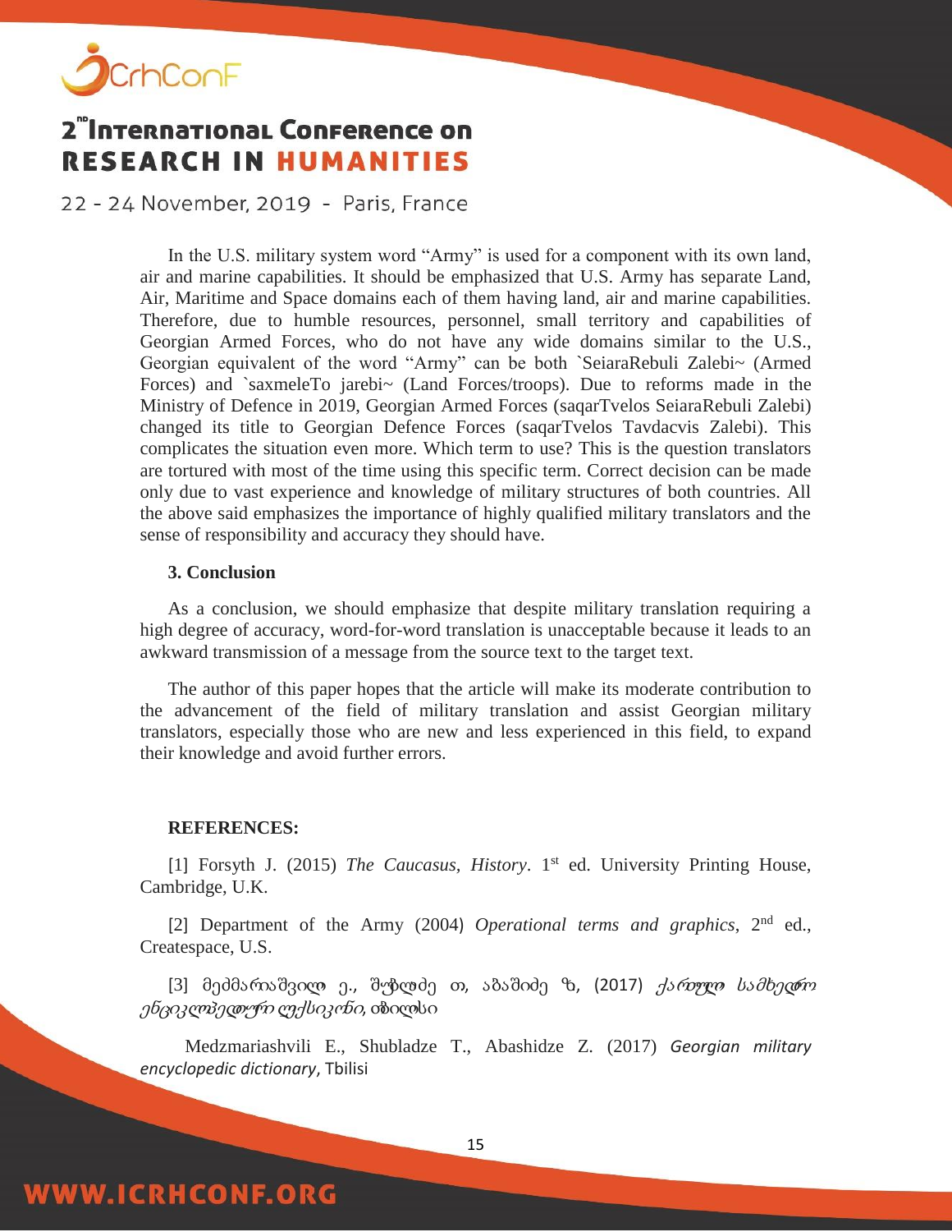In the U.S. military system word "Army" is used for a component with its own land, air and marine capabilities. It should be emphasized that U.S. Army has separate Land, Air, Maritime and Space domains each of them having land, air and marine capabilities. Therefore, due to humble resources, personnel, small territory and capabilities of Georgian Armed Forces, who do not have any wide domains similar to the U.S., Georgian equivalent of the word "Army" can be both `SeiaraRebuli Zalebi~ (Armed Forces) and `saxmeleTo jarebi~ (Land Forces/troops). Due to reforms made in the Ministry of Defence in 2019, Georgian Armed Forces (saqarTvelos SeiaraRebuli Zalebi) changed its title to Georgian Defence Forces (saqarTvelos Tavdacvis Zalebi). This complicates the situation even more. Which term to use? This is the question translators are tortured with most of the time using this specific term. Correct decision can be made only due to vast experience and knowledge of military structures of both countries. All the above said emphasizes the importance of highly qualified military translators and the sense of responsibility and accuracy they should have.

## 3. Conclusion

As a conclusion, we should emphasize that despite military translation requiring a high degree of accuracy, word-for-word translation is unacceptable because it leads to an awkward transmission of a message from the source text to the target text.

The author of this paper hopes that the article will make its moderate contribution to the advancement of the field of military translation and assist Georgian military translators, especially those who are new and less experienced in this field, to expand their knowledge and avoid further errors.

## REFERENCES:

[1] Forsyth J. (2015) *The Caucasus, History*. 1st ed. University Printing House, Cambridge, U.K.

[2] Department of the Army (2004) *Operational terms and graphics*, 2nd ed., Createspace, U.S.

[3] მეძმარიაშვილი ე., შუბლაძე თ, აბაშიძე ზ, (2017) *ქართული სამხედრო ენციკლოპედიური ლექსიკონი*, თბილისი

Medzmariashvili E., Shubladze T., Abashidze Z. (2017) *Georgian military encyclopedic dictionary*, Tbilisi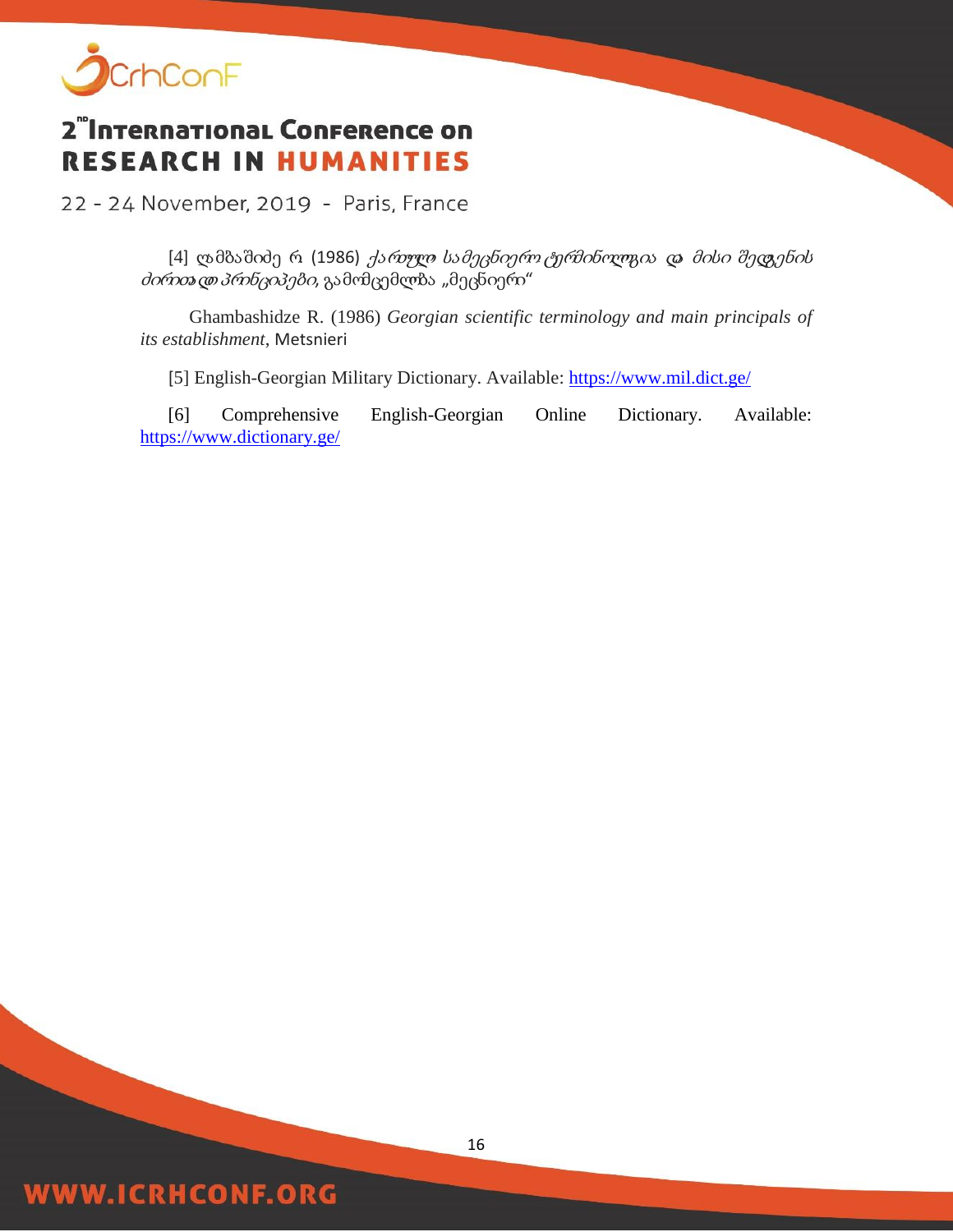[4] ღამბაშიძე რ. (1986) *ქართული სამეცნიერო ტერმინოლოგია და მისი შედგენის ძირითადი პრინციპები*, გამომცემლობა „მეცნიერი“

Ghambashidze R. (1986) *Georgian scientific terminology and main principals of its establishment*, Metsnieri

[5] English-Georgian Military Dictionary. Available: https://www.mil.dict.ge/

[6] Comprehensive English-Georgian Online Dictionary. Available: https://www.dictionary.ge/